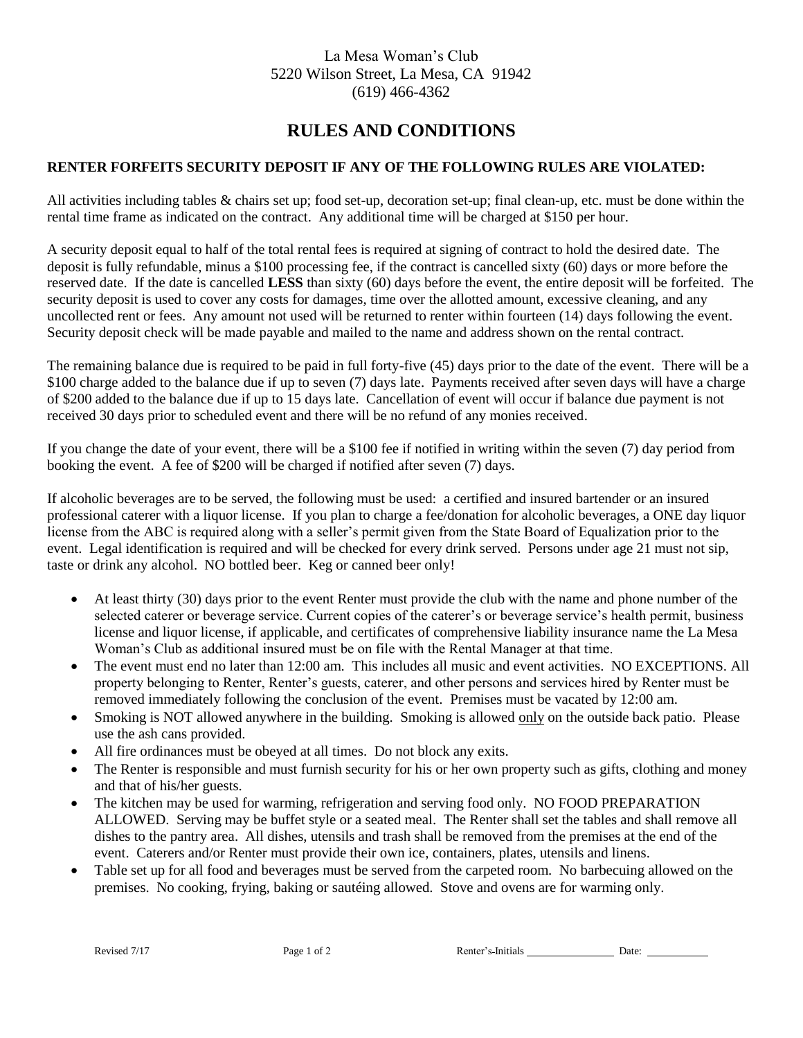La Mesa Woman's Club
5220 Wilson Street, La Mesa, CA 91942
(619) 466-4362

# RULES AND CONDITIONS

**RENTER FORFEITS SECURITY DEPOSIT IF ANY OF THE FOLLOWING RULES ARE VIOLATED:**

All activities including tables & chairs set up; food set-up, decoration set-up; final clean-up, etc. must be done within the rental time frame as indicated on the contract. Any additional time will be charged at $150 per hour.

A security deposit equal to half of the total rental fees is required at signing of contract to hold the desired date. The deposit is fully refundable, minus a $100 processing fee, if the contract is cancelled sixty (60) days or more before the reserved date. If the date is cancelled **LESS** than sixty (60) days before the event, the entire deposit will be forfeited. The security deposit is used to cover any costs for damages, time over the allotted amount, excessive cleaning, and any uncollected rent or fees. Any amount not used will be returned to renter within fourteen (14) days following the event. Security deposit check will be made payable and mailed to the name and address shown on the rental contract.

The remaining balance due is required to be paid in full forty-five (45) days prior to the date of the event. There will be a $100 charge added to the balance due if up to seven (7) days late. Payments received after seven days will have a charge of $200 added to the balance due if up to 15 days late. Cancellation of event will occur if balance due payment is not received 30 days prior to scheduled event and there will be no refund of any monies received.

If you change the date of your event, there will be a $100 fee if notified in writing within the seven (7) day period from booking the event. A fee of $200 will be charged if notified after seven (7) days.

If alcoholic beverages are to be served, the following must be used: a certified and insured bartender or an insured professional caterer with a liquor license. If you plan to charge a fee/donation for alcoholic beverages, a ONE day liquor license from the ABC is required along with a seller's permit given from the State Board of Equalization prior to the event. Legal identification is required and will be checked for every drink served. Persons under age 21 must not sip, taste or drink any alcohol. NO bottled beer. Keg or canned beer only!

- At least thirty (30) days prior to the event Renter must provide the club with the name and phone number of the selected caterer or beverage service. Current copies of the caterer's or beverage service's health permit, business license and liquor license, if applicable, and certificates of comprehensive liability insurance name the La Mesa Woman's Club as additional insured must be on file with the Rental Manager at that time.
- The event must end no later than 12:00 am. This includes all music and event activities. NO EXCEPTIONS. All property belonging to Renter, Renter's guests, caterer, and other persons and services hired by Renter must be removed immediately following the conclusion of the event. Premises must be vacated by 12:00 am.
- Smoking is NOT allowed anywhere in the building. Smoking is allowed <u>only</u> on the outside back patio. Please use the ash cans provided.
- All fire ordinances must be obeyed at all times. Do not block any exits.
- The Renter is responsible and must furnish security for his or her own property such as gifts, clothing and money and that of his/her guests.
- The kitchen may be used for warming, refrigeration and serving food only. NO FOOD PREPARATION ALLOWED. Serving may be buffet style or a seated meal. The Renter shall set the tables and shall remove all dishes to the pantry area. All dishes, utensils and trash shall be removed from the premises at the end of the event. Caterers and/or Renter must provide their own ice, containers, plates, utensils and linens.
- Table set up for all food and beverages must be served from the carpeted room. No barbecuing allowed on the premises. No cooking, frying, baking or sautéing allowed. Stove and ovens are for warming only.

Revised 7/17 Renter's-Initials ______________ Date: __________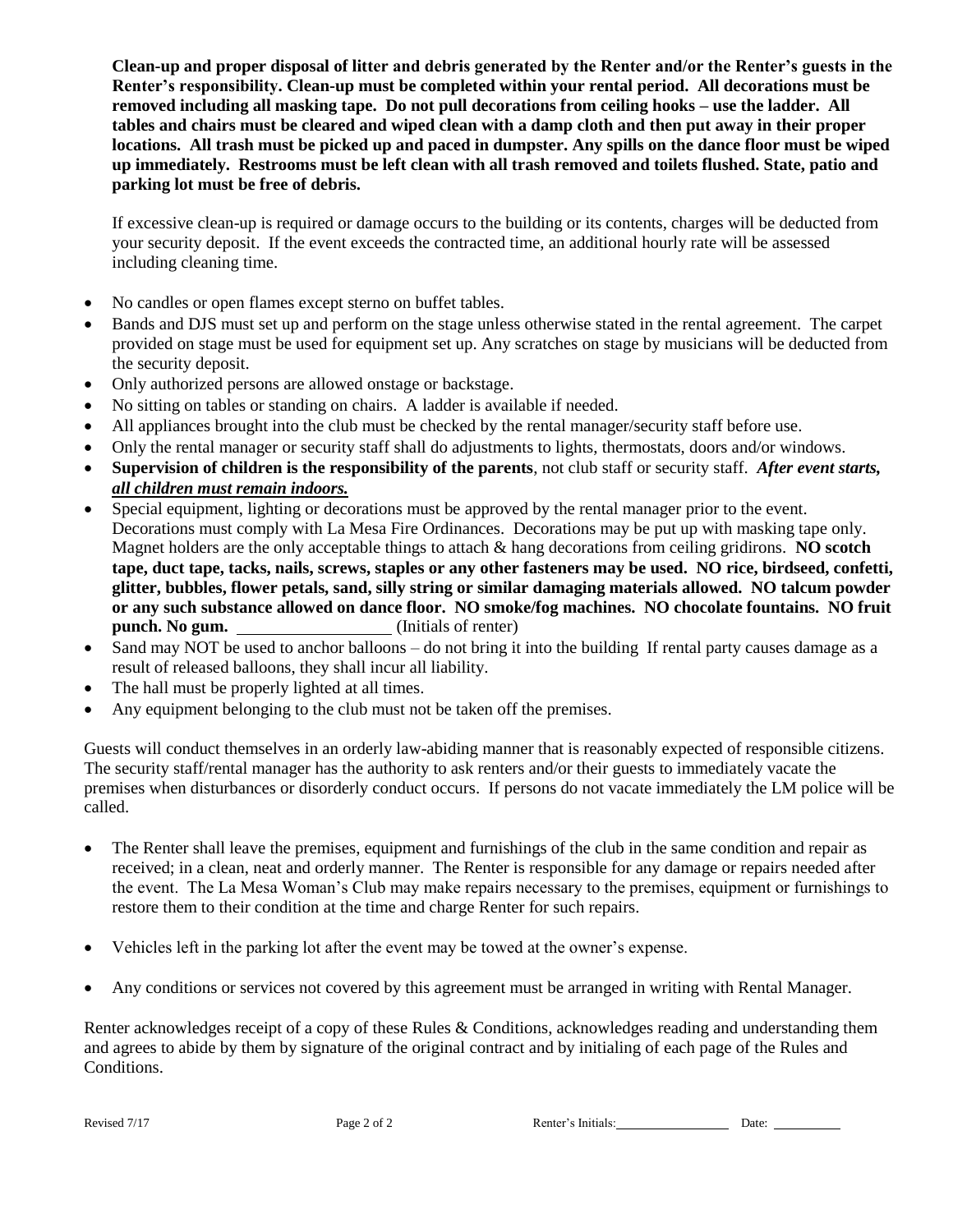**Clean-up and proper disposal of litter and debris generated by the Renter and/or the Renter's guests in the Renter's responsibility. Clean-up must be completed within your rental period. All decorations must be removed including all masking tape. Do not pull decorations from ceiling hooks – use the ladder. All tables and chairs must be cleared and wiped clean with a damp cloth and then put away in their proper locations. All trash must be picked up and paced in dumpster. Any spills on the dance floor must be wiped up immediately. Restrooms must be left clean with all trash removed and toilets flushed. State, patio and parking lot must be free of debris.**

If excessive clean-up is required or damage occurs to the building or its contents, charges will be deducted from your security deposit. If the event exceeds the contracted time, an additional hourly rate will be assessed including cleaning time.

- No candles or open flames except sterno on buffet tables.
- Bands and DJS must set up and perform on the stage unless otherwise stated in the rental agreement. The carpet provided on stage must be used for equipment set up. Any scratches on stage by musicians will be deducted from the security deposit.
- Only authorized persons are allowed onstage or backstage.
- No sitting on tables or standing on chairs. A ladder is available if needed.
- All appliances brought into the club must be checked by the rental manager/security staff before use.
- Only the rental manager or security staff shall do adjustments to lights, thermostats, doors and/or windows.
- **Supervision of children is the responsibility of the parents**, not club staff or security staff. ***<u>After event starts, all children must remain indoors.</u>***
- Special equipment, lighting or decorations must be approved by the rental manager prior to the event. Decorations must comply with La Mesa Fire Ordinances. Decorations may be put up with masking tape only. Magnet holders are the only acceptable things to attach & hang decorations from ceiling gridirons. **NO scotch tape, duct tape, tacks, nails, screws, staples or any other fasteners may be used. NO rice, birdseed, confetti, glitter, bubbles, flower petals, sand, silly string or similar damaging materials allowed. NO talcum powder or any such substance allowed on dance floor. NO smoke/fog machines. NO chocolate fountains. NO fruit punch. No gum.** __________________ (Initials of renter)
- Sand may NOT be used to anchor balloons – do not bring it into the building If rental party causes damage as a result of released balloons, they shall incur all liability.
- The hall must be properly lighted at all times.
- Any equipment belonging to the club must not be taken off the premises.

Guests will conduct themselves in an orderly law-abiding manner that is reasonably expected of responsible citizens. The security staff/rental manager has the authority to ask renters and/or their guests to immediately vacate the premises when disturbances or disorderly conduct occurs. If persons do not vacate immediately the LM police will be called.

- The Renter shall leave the premises, equipment and furnishings of the club in the same condition and repair as received; in a clean, neat and orderly manner. The Renter is responsible for any damage or repairs needed after the event. The La Mesa Woman's Club may make repairs necessary to the premises, equipment or furnishings to restore them to their condition at the time and charge Renter for such repairs.

- Vehicles left in the parking lot after the event may be towed at the owner's expense.

- Any conditions or services not covered by this agreement must be arranged in writing with Rental Manager.

Renter acknowledges receipt of a copy of these Rules & Conditions, acknowledges reading and understanding them and agrees to abide by them by signature of the original contract and by initialing of each page of the Rules and Conditions.

Revised 7/17 Renter's Initials: __________________ Date: __________